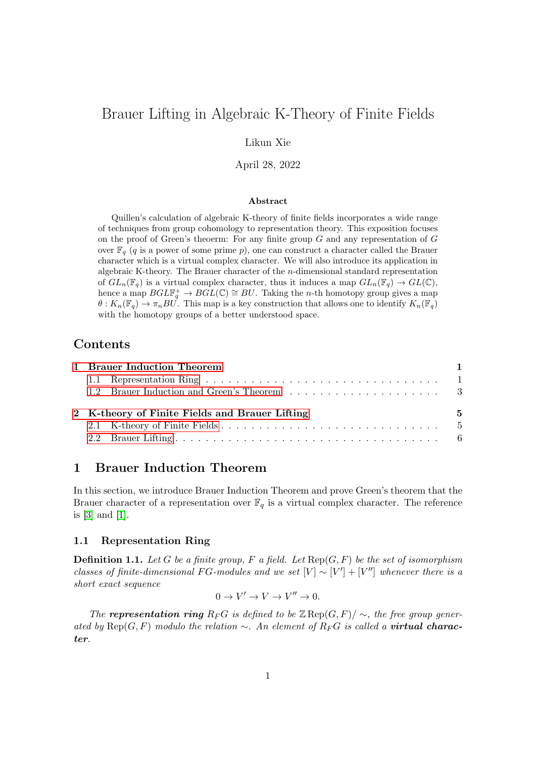# Brauer Lifting in Algebraic K-Theory of Finite Fields

Likun Xie

April 28, 2022

### Abstract

Quillen's calculation of algebraic K-theory of finite fields incorporates a wide range of techniques from group cohomology to representation theory. This exposition focuses on the proof of Green's theoerm: For any finite group $G$ and any representation of $G$ over $\mathbb{F}_q$ ($q$ is a power of some prime $p$), one can construct a character called the Brauer character which is a virtual complex character. We will also introduce its application in algebraic K-theory. The Brauer character of the $n$-dimensional standard representation of $GL_n(\mathbb{F}_q)$ is a virtual complex character, thus it induces a map $GL_n(\mathbb{F}_q) \to GL(\mathbb{C})$, hence a map $BGL\mathbb{F}_q^+ \to BGL(\mathbb{C}) \cong BU$. Taking the $n$-th homotopy group gives a map $\theta : K_n(\mathbb{F}_q) \to \pi_n BU$. This map is a key construction that allows one to identify $K_n(\mathbb{F}_q)$ with the homotopy groups of a better understood space.

## Contents

- 1 Brauer Induction Theorem — 1
  - 1.1 Representation Ring — 1
  - 1.2 Brauer Induction and Green's Theorem — 3
- 2 K-theory of Finite Fields and Brauer Lifting — 5
  - 2.1 K-theory of Finite Fields — 5
  - 2.2 Brauer Lifting — 6

## 1 Brauer Induction Theorem

In this section, we introduce Brauer Induction Theorem and prove Green's theorem that the Brauer character of a representation over $\mathbb{F}_q$ is a virtual complex character. The reference is [3] and [1].

### 1.1 Representation Ring

**Definition 1.1.** *Let $G$ be a finite group, $F$ a field. Let $\operatorname{Rep}(G, F)$ be the set of isomorphism classes of finite-dimensional $FG$-modules and we set $[V] \sim [V'] + [V'']$ whenever there is a short exact sequence*

$$0 \to V' \to V \to V'' \to 0.$$

*The **representation ring** $R_F G$ is defined to be $\mathbb{Z}\operatorname{Rep}(G, F)/\sim$, the free group generated by $\operatorname{Rep}(G, F)$ modulo the relation $\sim$. An element of $R_F G$ is called a **virtual character**.*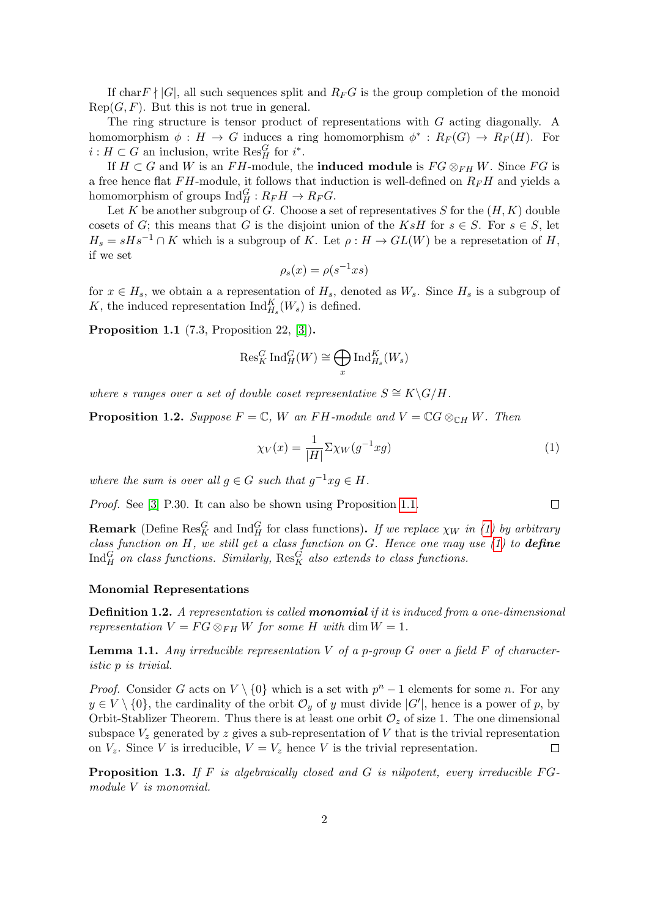If $\text{char} F \nmid |G|$, all such sequences split and $R_F G$ is the group completion of the monoid $\text{Rep}(G, F)$. But this is not true in general.

The ring structure is tensor product of representations with $G$ acting diagonally. A homomorphism $\phi : H \to G$ induces a ring homomorphism $\phi^* : R_F(G) \to R_F(H)$. For $i : H \subset G$ an inclusion, write $\text{Res}^G_H$ for $i^*$.

If $H \subset G$ and $W$ is an $FH$-module, the **induced module** is $FG \otimes_{FH} W$. Since $FG$ is a free hence flat $FH$-module, it follows that induction is well-defined on $R_F H$ and yields a homomorphism of groups $\text{Ind}^G_H : R_F H \to R_F G$.

Let $K$ be another subgroup of $G$. Choose a set of representatives $S$ for the $(H, K)$ double cosets of $G$; this means that $G$ is the disjoint union of the $KsH$ for $s \in S$. For $s \in S$, let $H_s = sHs^{-1} \cap K$ which is a subgroup of $K$. Let $\rho : H \to GL(W)$ be a represetation of $H$, if we set

$$\rho_s(x) = \rho(s^{-1}xs)$$

for $x \in H_s$, we obtain a a representation of $H_s$, denoted as $W_s$. Since $H_s$ is a subgroup of $K$, the induced representation $\text{Ind}^K_{H_s}(W_s)$ is defined.

**Proposition 1.1** (7.3, Proposition 22, [3])**.**

$$\text{Res}^G_K \text{Ind}^G_H(W) \cong \bigoplus_x \text{Ind}^K_{H_s}(W_s)$$

*where $s$ ranges over a set of double coset representative $S \cong K \backslash G/H$.*

**Proposition 1.2.** *Suppose $F = \mathbb{C}$, $W$ an $FH$-module and $V = \mathbb{C}G \otimes_{\mathbb{C}H} W$. Then*

$$\chi_V(x) = \frac{1}{|H|} \Sigma \chi_W(g^{-1}xg) \tag{1}$$

*where the sum is over all $g \in G$ such that $g^{-1}xg \in H$.*

*Proof.* See [3] P.30. It can also be shown using Proposition 1.1. □

**Remark** (Define $\text{Res}^G_K$ and $\text{Ind}^G_H$ for class functions)**.** *If we replace $\chi_W$ in (1) by arbitrary class function on $H$, we still get a class function on $G$. Hence one may use (1) to **define** $\text{Ind}^G_H$ on class functions. Similarly, $\text{Res}^G_K$ also extends to class functions.*

#### Monomial Representations

**Definition 1.2.** *A representation is called **monomial** if it is induced from a one-dimensional representation $V = FG \otimes_{FH} W$ for some $H$ with $\dim W = 1$.*

**Lemma 1.1.** *Any irreducible representation $V$ of a $p$-group $G$ over a field $F$ of characteristic $p$ is trivial.*

*Proof.* Consider $G$ acts on $V \setminus \{0\}$ which is a set with $p^n - 1$ elements for some $n$. For any $y \in V \setminus \{0\}$, the cardinality of the orbit $\mathcal{O}_y$ of $y$ must divide $|G'|$, hence is a power of $p$, by Orbit-Stablizer Theorem. Thus there is at least one orbit $\mathcal{O}_z$ of size 1. The one dimensional subspace $V_z$ generated by $z$ gives a sub-representation of $V$ that is the trivial representation on $V_z$. Since $V$ is irreducible, $V = V_z$ hence $V$ is the trivial representation. □

**Proposition 1.3.** *If $F$ is algebraically closed and $G$ is nilpotent, every irreducible $FG$-module $V$ is monomial.*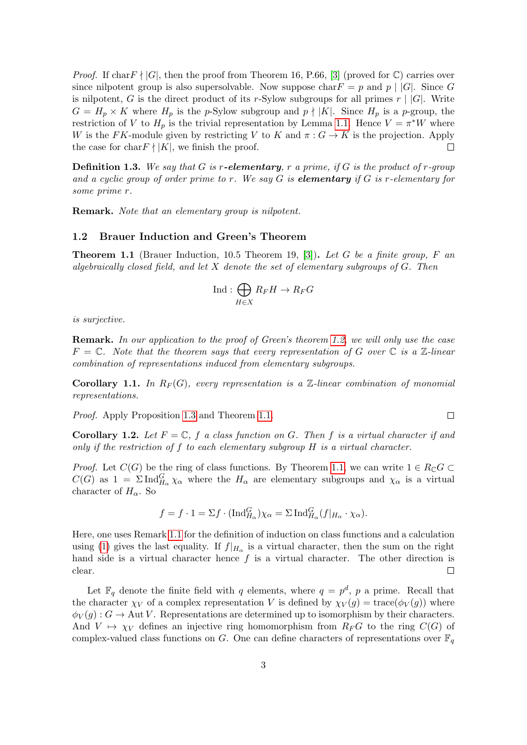*Proof.* If char$F \nmid |G|$, then the proof from Theorem 16, P.66, [3] (proved for $\mathbb{C}$) carries over since nilpotent group is also supersolvable. Now suppose char$F = p$ and $p \mid |G|$. Since $G$ is nilpotent, $G$ is the direct product of its $r$-Sylow subgroups for all primes $r \mid |G|$. Write $G = H_p \times K$ where $H_p$ is the $p$-Sylow subgroup and $p \nmid |K|$. Since $H_p$ is a $p$-group, the restriction of $V$ to $H_p$ is the trivial representation by Lemma 1.1. Hence $V = \pi^* W$ where $W$ is the $FK$-module given by restricting $V$ to $K$ and $\pi : G \to K$ is the projection. Apply the case for char$F \nmid |K|$, we finish the proof. $\square$

**Definition 1.3.** *We say that $G$ is $r$-**elementary**, $r$ a prime, if $G$ is the product of $r$-group and a cyclic group of order prime to $r$. We say $G$ is **elementary** if $G$ is $r$-elementary for some prime $r$.*

**Remark.** *Note that an elementary group is nilpotent.*

### 1.2 Brauer Induction and Green's Theorem

**Theorem 1.1** (Brauer Induction, 10.5 Theorem 19, [3]). *Let $G$ be a finite group, $F$ an algebraically closed field, and let $X$ denote the set of elementary subgroups of $G$. Then*

$$\mathrm{Ind} : \bigoplus_{H \in X} R_F H \to R_F G$$

*is surjective.*

**Remark.** *In our application to the proof of Green's theorem 1.2, we will only use the case $F = \mathbb{C}$. Note that the theorem says that every representation of $G$ over $\mathbb{C}$ is a $\mathbb{Z}$-linear combination of representations induced from elementary subgroups.*

**Corollary 1.1.** *In $R_F(G)$, every representation is a $\mathbb{Z}$-linear combination of monomial representations.*

*Proof.* Apply Proposition 1.3 and Theorem 1.1. $\square$

**Corollary 1.2.** *Let $F = \mathbb{C}$, $f$ a class function on $G$. Then $f$ is a virtual character if and only if the restriction of $f$ to each elementary subgroup $H$ is a virtual character.*

*Proof.* Let $C(G)$ be the ring of class functions. By Theorem 1.1, we can write $1 \in R_{\mathbb{C}}G \subset C(G)$ as $1 = \Sigma \, \mathrm{Ind}_{H_\alpha}^G \chi_\alpha$ where the $H_\alpha$ are elementary subgroups and $\chi_\alpha$ is a virtual character of $H_\alpha$. So

$$f = f \cdot 1 = \Sigma f \cdot (\mathrm{Ind}_{H_\alpha}^G) \chi_\alpha = \Sigma \, \mathrm{Ind}_{H_\alpha}^G (f|_{H_\alpha} \cdot \chi_\alpha).$$

Here, one uses Remark 1.1 for the definition of induction on class functions and a calculation using (1) gives the last equality. If $f|_{H_\alpha}$ is a virtual character, then the sum on the right hand side is a virtual character hence $f$ is a virtual character. The other direction is clear. $\square$

Let $\mathbb{F}_q$ denote the finite field with $q$ elements, where $q = p^d$, $p$ a prime. Recall that the character $\chi_V$ of a complex representation $V$ is defined by $\chi_V(g) = \mathrm{trace}(\phi_V(g))$ where $\phi_V(g) : G \to \mathrm{Aut}\, V$. Representations are determined up to isomorphism by their characters. And $V \mapsto \chi_V$ defines an injective ring homomorphism from $R_F G$ to the ring $C(G)$ of complex-valued class functions on $G$. One can define characters of representations over $\mathbb{F}_q$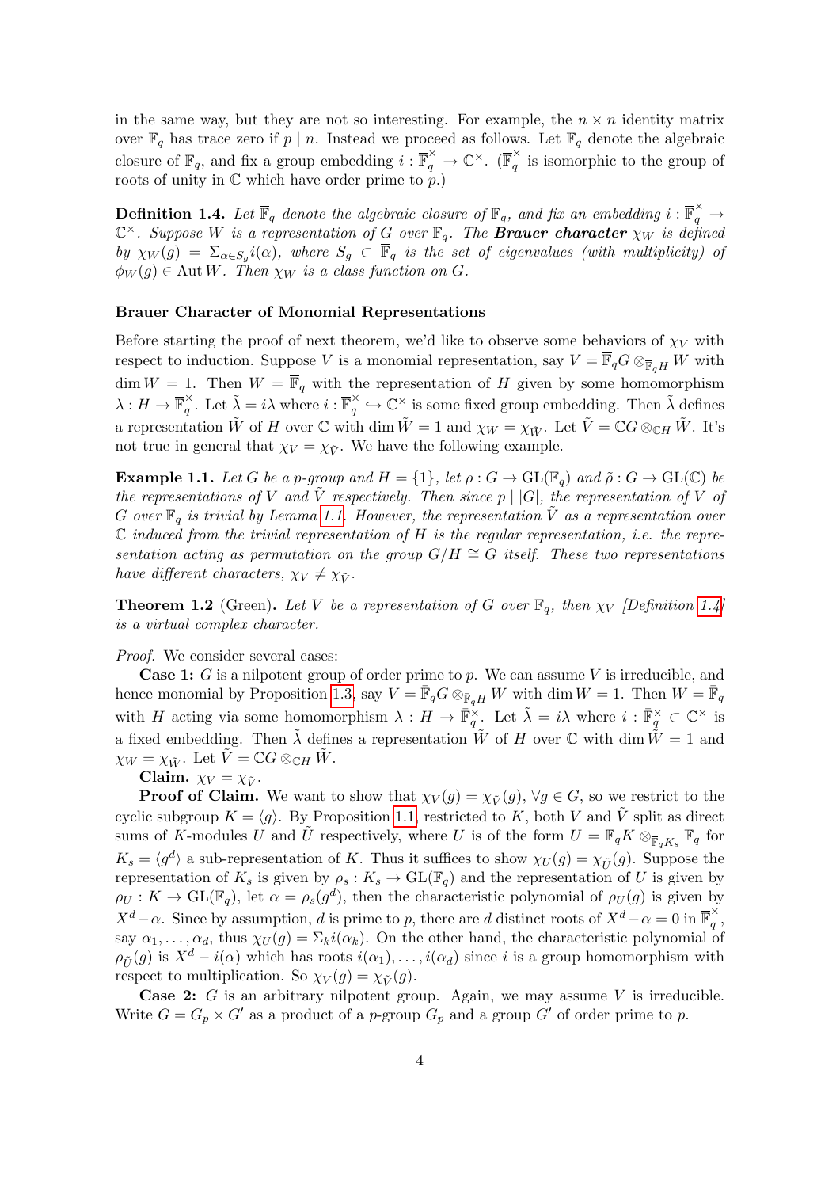in the same way, but they are not so interesting. For example, the $n \times n$ identity matrix over $\mathbb{F}_q$ has trace zero if $p \mid n$. Instead we proceed as follows. Let $\overline{\mathbb{F}}_q$ denote the algebraic closure of $\mathbb{F}_q$, and fix a group embedding $i : \overline{\mathbb{F}}_q^\times \to \mathbb{C}^\times$. ($\overline{\mathbb{F}}_q^\times$ is isomorphic to the group of roots of unity in $\mathbb{C}$ which have order prime to $p$.)

**Definition 1.4.** *Let $\overline{\mathbb{F}}_q$ denote the algebraic closure of $\mathbb{F}_q$, and fix an embedding $i : \overline{\mathbb{F}}_q^\times \to \mathbb{C}^\times$. Suppose $W$ is a representation of $G$ over $\mathbb{F}_q$. The **Brauer character** $\chi_W$ is defined by $\chi_W(g) = \Sigma_{\alpha \in S_g} i(\alpha)$, where $S_g \subset \overline{\mathbb{F}}_q$ is the set of eigenvalues (with multiplicity) of $\phi_W(g) \in \operatorname{Aut} W$. Then $\chi_W$ is a class function on $G$.*

### Brauer Character of Monomial Representations

Before starting the proof of next theorem, we'd like to observe some behaviors of $\chi_V$ with respect to induction. Suppose $V$ is a monomial representation, say $V = \overline{\mathbb{F}}_q G \otimes_{\overline{\mathbb{F}}_q H} W$ with $\dim W = 1$. Then $W = \overline{\mathbb{F}}_q$ with the representation of $H$ given by some homomorphism $\lambda : H \to \overline{\mathbb{F}}_q^\times$. Let $\tilde{\lambda} = i\lambda$ where $i : \overline{\mathbb{F}}_q^\times \hookrightarrow \mathbb{C}^\times$ is some fixed group embedding. Then $\tilde{\lambda}$ defines a representation $\tilde{W}$ of $H$ over $\mathbb{C}$ with $\dim \tilde{W} = 1$ and $\chi_W = \chi_{\tilde{W}}$. Let $\tilde{V} = \mathbb{C}G \otimes_{\mathbb{C}H} \tilde{W}$. It's not true in general that $\chi_V = \chi_{\tilde{V}}$. We have the following example.

**Example 1.1.** *Let $G$ be a $p$-group and $H = \{1\}$, let $\rho : G \to \mathrm{GL}(\overline{\mathbb{F}}_q)$ and $\tilde{\rho} : G \to \mathrm{GL}(\mathbb{C})$ be the representations of $V$ and $\tilde{V}$ respectively. Then since $p \mid |G|$, the representation of $V$ of $G$ over $\mathbb{F}_q$ is trivial by Lemma 1.1. However, the representation $\tilde{V}$ as a representation over $\mathbb{C}$ induced from the trivial representation of $H$ is the regular representation, i.e. the representation acting as permutation on the group $G/H \cong G$ itself. These two representations have different characters, $\chi_V \neq \chi_{\tilde{V}}$.*

**Theorem 1.2** (Green)**.** *Let $V$ be a representation of $G$ over $\mathbb{F}_q$, then $\chi_V$ [Definition 1.4] is a virtual complex character.*

*Proof.* We consider several cases:

**Case 1:** $G$ is a nilpotent group of order prime to $p$. We can assume $V$ is irreducible, and hence monomial by Proposition 1.3, say $V = \bar{\mathbb{F}}_q G \otimes_{\bar{\mathbb{F}}_q H} W$ with $\dim W = 1$. Then $W = \bar{\mathbb{F}}_q$ with $H$ acting via some homomorphism $\lambda : H \to \bar{\mathbb{F}}_q^\times$. Let $\tilde{\lambda} = i\lambda$ where $i : \bar{\mathbb{F}}_q^\times \subset \mathbb{C}^\times$ is a fixed embedding. Then $\tilde{\lambda}$ defines a representation $\tilde{W}$ of $H$ over $\mathbb{C}$ with $\dim \tilde{W} = 1$ and $\chi_W = \chi_{\tilde{W}}$. Let $\tilde{V} = \mathbb{C}G \otimes_{\mathbb{C}H} \tilde{W}$.

**Claim.** $\chi_V = \chi_{\tilde{V}}$.

**Proof of Claim.** We want to show that $\chi_V(g) = \chi_{\tilde{V}}(g)$, $\forall g \in G$, so we restrict to the cyclic subgroup $K = \langle g \rangle$. By Proposition 1.1, restricted to $K$, both $V$ and $\tilde{V}$ split as direct sums of $K$-modules $U$ and $\tilde{U}$ respectively, where $U$ is of the form $U = \overline{\mathbb{F}}_q K \otimes_{\overline{\mathbb{F}}_q K_s} \overline{\mathbb{F}}_q$ for $K_s = \langle g^d \rangle$ a sub-representation of $K$. Thus it suffices to show $\chi_U(g) = \chi_{\tilde{U}}(g)$. Suppose the representation of $K_s$ is given by $\rho_s : K_s \to \mathrm{GL}(\overline{\mathbb{F}}_q)$ and the representation of $U$ is given by $\rho_U : K \to \mathrm{GL}(\overline{\mathbb{F}}_q)$, let $\alpha = \rho_s(g^d)$, then the characteristic polynomial of $\rho_U(g)$ is given by $X^d - \alpha$. Since by assumption, $d$ is prime to $p$, there are $d$ distinct roots of $X^d - \alpha = 0$ in $\overline{\mathbb{F}}_q^\times$, say $\alpha_1, \ldots, \alpha_d$, thus $\chi_U(g) = \Sigma_k i(\alpha_k)$. On the other hand, the characteristic polynomial of $\rho_{\tilde{U}}(g)$ is $X^d - i(\alpha)$ which has roots $i(\alpha_1), \ldots, i(\alpha_d)$ since $i$ is a group homomorphism with respect to multiplication. So $\chi_V(g) = \chi_{\tilde{V}}(g)$.

**Case 2:** $G$ is an arbitrary nilpotent group. Again, we may assume $V$ is irreducible. Write $G = G_p \times G'$ as a product of a $p$-group $G_p$ and a group $G'$ of order prime to $p$.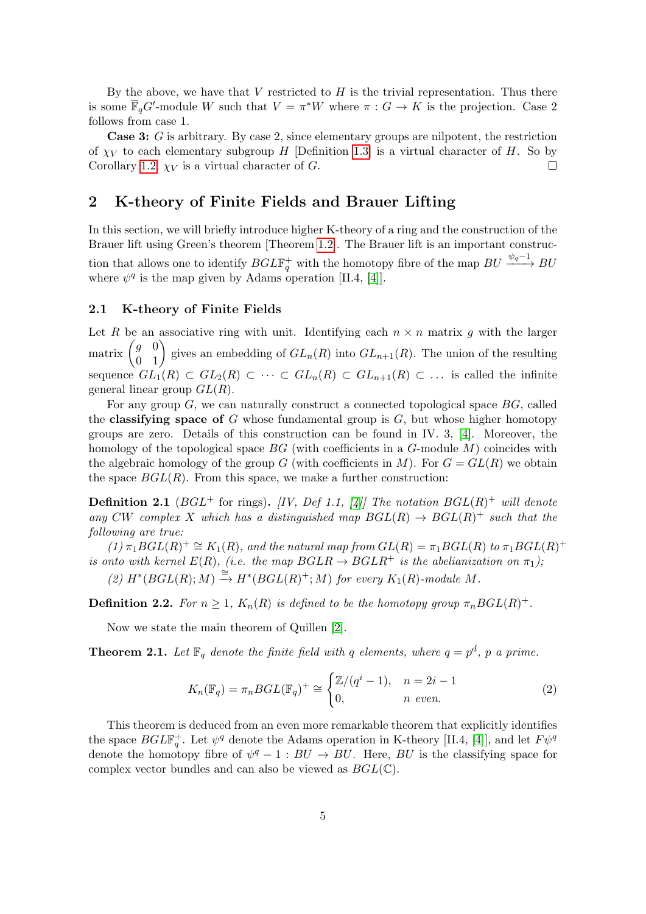By the above, we have that $V$ restricted to $H$ is the trivial representation. Thus there is some $\overline{\mathbb{F}}_q G'$-module $W$ such that $V = \pi^* W$ where $\pi : G \to K$ is the projection. Case 2 follows from case 1.

**Case 3:** $G$ is arbitrary. By case 2, since elementary groups are nilpotent, the restriction of $\chi_V$ to each elementary subgroup $H$ [Definition 1.3] is a virtual character of $H$. So by Corollary 1.2, $\chi_V$ is a virtual character of $G$. $\square$

## 2 K-theory of Finite Fields and Brauer Lifting

In this section, we will briefly introduce higher K-theory of a ring and the construction of the Brauer lift using Green's theorem [Theorem 1.2]. The Brauer lift is an important construction that allows one to identify $BGL\mathbb{F}_q^+$ with the homotopy fibre of the map $BU \xrightarrow{\psi_q - 1} BU$ where $\psi^q$ is the map given by Adams operation [II.4, [4]].

### 2.1 K-theory of Finite Fields

Let $R$ be an associative ring with unit. Identifying each $n \times n$ matrix $g$ with the larger matrix $\begin{pmatrix} g & 0 \\ 0 & 1 \end{pmatrix}$ gives an embedding of $GL_n(R)$ into $GL_{n+1}(R)$. The union of the resulting sequence $GL_1(R) \subset GL_2(R) \subset \cdots \subset GL_n(R) \subset GL_{n+1}(R) \subset \ldots$ is called the infinite general linear group $GL(R)$.

For any group $G$, we can naturally construct a connected topological space $BG$, called the **classifying space of** $G$ whose fundamental group is $G$, but whose higher homotopy groups are zero. Details of this construction can be found in IV. 3, [4]. Moreover, the homology of the topological space $BG$ (with coefficients in a $G$-module $M$) coincides with the algebraic homology of the group $G$ (with coefficients in $M$). For $G = GL(R)$ we obtain the space $BGL(R)$. From this space, we make a further construction:

**Definition 2.1** ($BGL^+$ for rings)**.** *[IV, Def 1.1, [4]] The notation $BGL(R)^+$ will denote any CW complex $X$ which has a distinguished map $BGL(R) \to BGL(R)^+$ such that the following are true:*

*(1) $\pi_1 BGL(R)^+ \cong K_1(R)$, and the natural map from $GL(R) = \pi_1 BGL(R)$ to $\pi_1 BGL(R)^+$ is onto with kernel $E(R)$, (i.e. the map $BGLR \to BGLR^+$ is the abelianization on $\pi_1$);*

*(2) $H^*(BGL(R); M) \xrightarrow{\cong} H^*(BGL(R)^+; M)$ for every $K_1(R)$-module $M$.*

**Definition 2.2.** *For $n \geq 1$, $K_n(R)$ is defined to be the homotopy group $\pi_n BGL(R)^+$.*

Now we state the main theorem of Quillen [2].

**Theorem 2.1.** *Let $\mathbb{F}_q$ denote the finite field with $q$ elements, where $q = p^d$, $p$ a prime.*

$$K_n(\mathbb{F}_q) = \pi_n BGL(\mathbb{F}_q)^+ \cong \begin{cases} \mathbb{Z}/(q^i - 1), & n = 2i - 1 \\ 0, & n \text{ even.} \end{cases} \tag{2}$$

This theorem is deduced from an even more remarkable theorem that explicitly identifies the space $BGL\mathbb{F}_q^+$. Let $\psi^q$ denote the Adams operation in K-theory [II.4, [4]], and let $F\psi^q$ denote the homotopy fibre of $\psi^q - 1 : BU \to BU$. Here, $BU$ is the classifying space for complex vector bundles and can also be viewed as $BGL(\mathbb{C})$.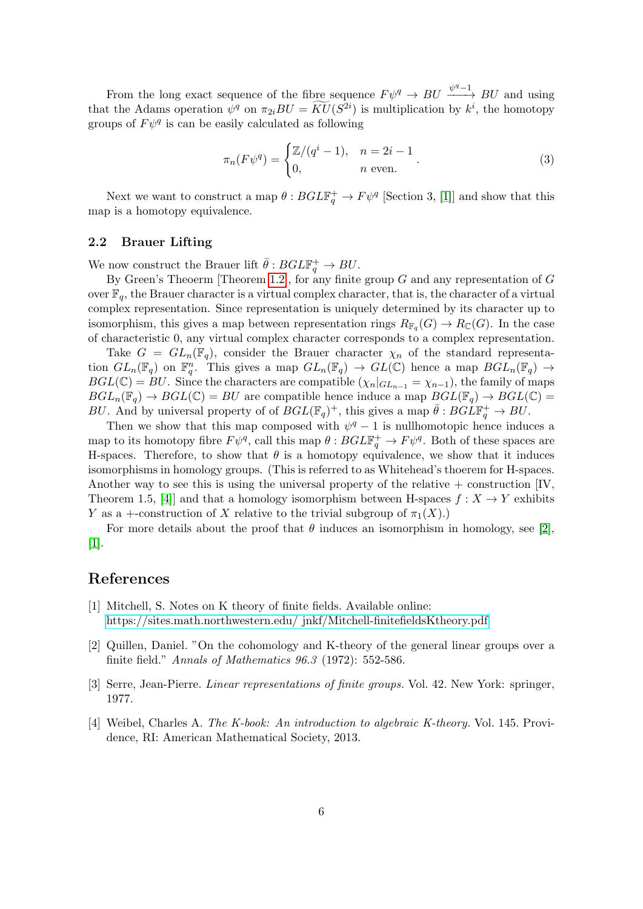From the long exact sequence of the fibre sequence $F\psi^q \to BU \xrightarrow{\psi^q - 1} BU$ and using that the Adams operation $\psi^q$ on $\pi_{2i}BU = \widetilde{KU}(S^{2i})$ is multiplication by $k^i$, the homotopy groups of $F\psi^q$ is can be easily calculated as following

$$\pi_n(F\psi^q) = \begin{cases} \mathbb{Z}/(q^i - 1), & n = 2i - 1 \\ 0, & n \text{ even.} \end{cases} \tag{3}$$

Next we want to construct a map $\theta : BGL\mathbb{F}_q^+ \to F\psi^q$ [Section 3, [1]] and show that this map is a homotopy equivalence.

### 2.2 Brauer Lifting

We now construct the Brauer lift $\bar{\theta} : BGL\mathbb{F}_q^+ \to BU$.

By Green's Theoerm [Theorem 1.2], for any finite group $G$ and any representation of $G$ over $\mathbb{F}_q$, the Brauer character is a virtual complex character, that is, the character of a virtual complex representation. Since representation is uniquely determined by its character up to isomorphism, this gives a map between representation rings $R_{\mathbb{F}_q}(G) \to R_{\mathbb{C}}(G)$. In the case of characteristic 0, any virtual complex character corresponds to a complex representation.

Take $G = GL_n(\mathbb{F}_q)$, consider the Brauer character $\chi_n$ of the standard representation $GL_n(\mathbb{F}_q)$ on $\mathbb{F}_q^n$. This gives a map $GL_n(\mathbb{F}_q) \to GL(\mathbb{C})$ hence a map $BGL_n(\mathbb{F}_q) \to BGL(\mathbb{C}) = BU$. Since the characters are compatible ($\chi_n|_{GL_{n-1}} = \chi_{n-1}$), the family of maps $BGL_n(\mathbb{F}_q) \to BGL(\mathbb{C}) = BU$ are compatible hence induce a map $BGL(\mathbb{F}_q) \to BGL(\mathbb{C}) = BU$. And by universal property of of $BGL(\mathbb{F}_q)^+$, this gives a map $\bar{\theta} : BGL\mathbb{F}_q^+ \to BU$.

Then we show that this map composed with $\psi^q - 1$ is nullhomotopic hence induces a map to its homotopy fibre $F\psi^q$, call this map $\theta : BGL\mathbb{F}_q^+ \to F\psi^q$. Both of these spaces are H-spaces. Therefore, to show that $\theta$ is a homotopy equivalence, we show that it induces isomorphisms in homology groups. (This is referred to as Whitehead's thoerem for H-spaces. Another way to see this is using the universal property of the relative + construction [IV, Theorem 1.5, [4]] and that a homology isomorphism between H-spaces $f : X \to Y$ exhibits $Y$ as a +-construction of $X$ relative to the trivial subgroup of $\pi_1(X)$.)

For more details about the proof that $\theta$ induces an isomorphism in homology, see [2], [1].

## References

[1] Mitchell, S. Notes on K theory of finite fields. Available online: https://sites.math.northwestern.edu/ jnkf/Mitchell-finitefieldsKtheory.pdf

[2] Quillen, Daniel. "On the cohomology and K-theory of the general linear groups over a finite field." *Annals of Mathematics 96.3* (1972): 552-586.

[3] Serre, Jean-Pierre. *Linear representations of finite groups.* Vol. 42. New York: springer, 1977.

[4] Weibel, Charles A. *The K-book: An introduction to algebraic K-theory.* Vol. 145. Providence, RI: American Mathematical Society, 2013.